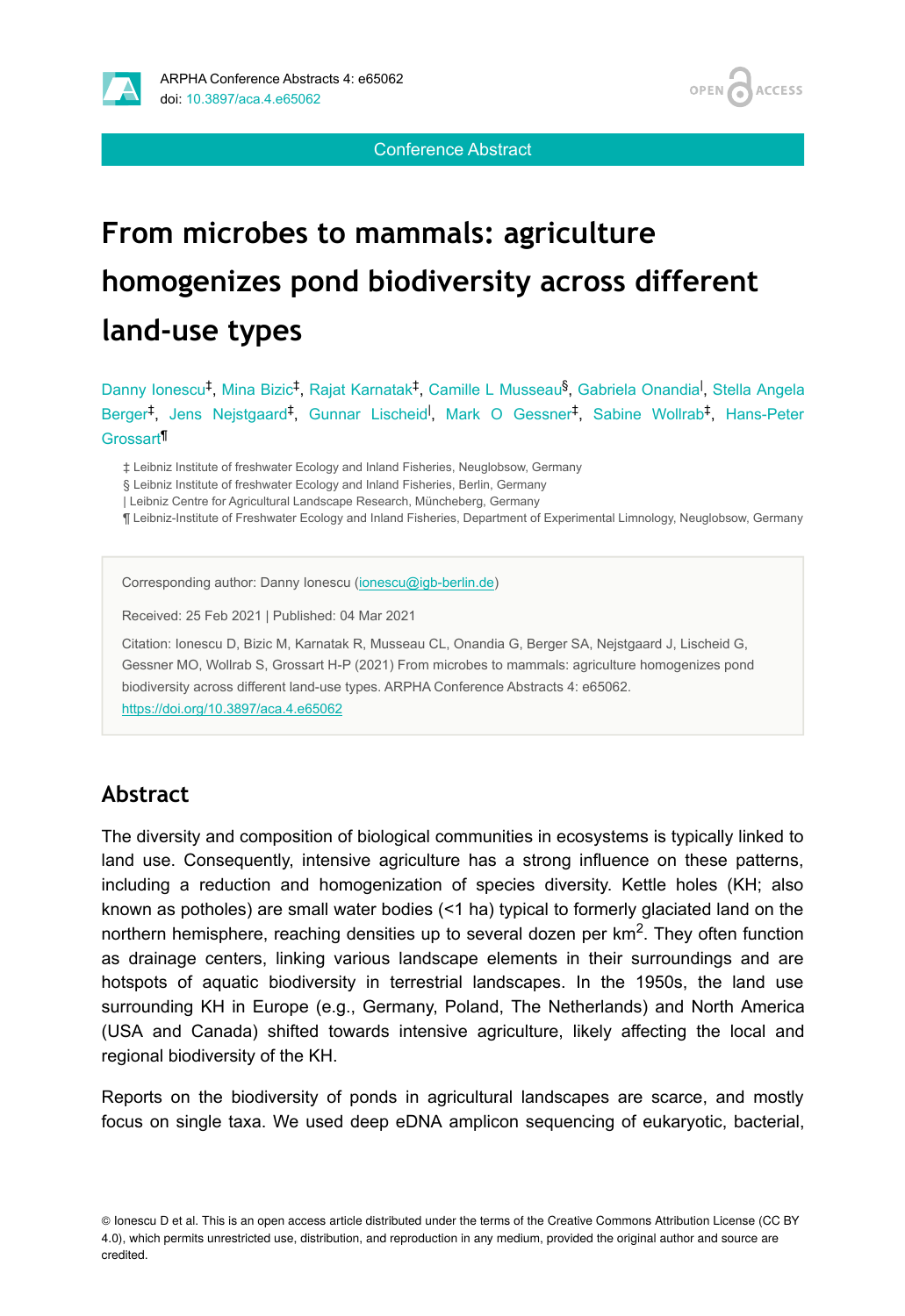Conference Abstract

# From microbes to mammals: agriculture homogenizes pond biodiversity across different land-use types

Danny Ionescu[‡], Mina Bizic[‡], Rajat Karnatak[‡], Camille L Musseau[§], Gabriela Onandia[|], Stella Angela Berger[‡], Jens Nejstgaard[‡], Gunnar Lischeid[|], Mark O Gessner[‡], Sabine Wollrab[‡], Hans-Peter Grossart[¶]

‡ Leibniz Institute of freshwater Ecology and Inland Fisheries, Neuglobsow, Germany
§ Leibniz Institute of freshwater Ecology and Inland Fisheries, Berlin, Germany
| Leibniz Centre for Agricultural Landscape Research, Müncheberg, Germany
¶ Leibniz-Institute of Freshwater Ecology and Inland Fisheries, Department of Experimental Limnology, Neuglobsow, Germany

Corresponding author: Danny Ionescu (ionescu@igb-berlin.de)

Received: 25 Feb 2021 | Published: 04 Mar 2021

Citation: Ionescu D, Bizic M, Karnatak R, Musseau CL, Onandia G, Berger SA, Nejstgaard J, Lischeid G, Gessner MO, Wollrab S, Grossart H-P (2021) From microbes to mammals: agriculture homogenizes pond biodiversity across different land-use types. ARPHA Conference Abstracts 4: e65062. https://doi.org/10.3897/aca.4.e65062

## Abstract

The diversity and composition of biological communities in ecosystems is typically linked to land use. Consequently, intensive agriculture has a strong influence on these patterns, including a reduction and homogenization of species diversity. Kettle holes (KH; also known as potholes) are small water bodies (<1 ha) typical to formerly glaciated land on the northern hemisphere, reaching densities up to several dozen per km$^2$. They often function as drainage centers, linking various landscape elements in their surroundings and are hotspots of aquatic biodiversity in terrestrial landscapes. In the 1950s, the land use surrounding KH in Europe (e.g., Germany, Poland, The Netherlands) and North America (USA and Canada) shifted towards intensive agriculture, likely affecting the local and regional biodiversity of the KH.

Reports on the biodiversity of ponds in agricultural landscapes are scarce, and mostly focus on single taxa. We used deep eDNA amplicon sequencing of eukaryotic, bacterial,

© Ionescu D et al. This is an open access article distributed under the terms of the Creative Commons Attribution License (CC BY 4.0), which permits unrestricted use, distribution, and reproduction in any medium, provided the original author and source are credited.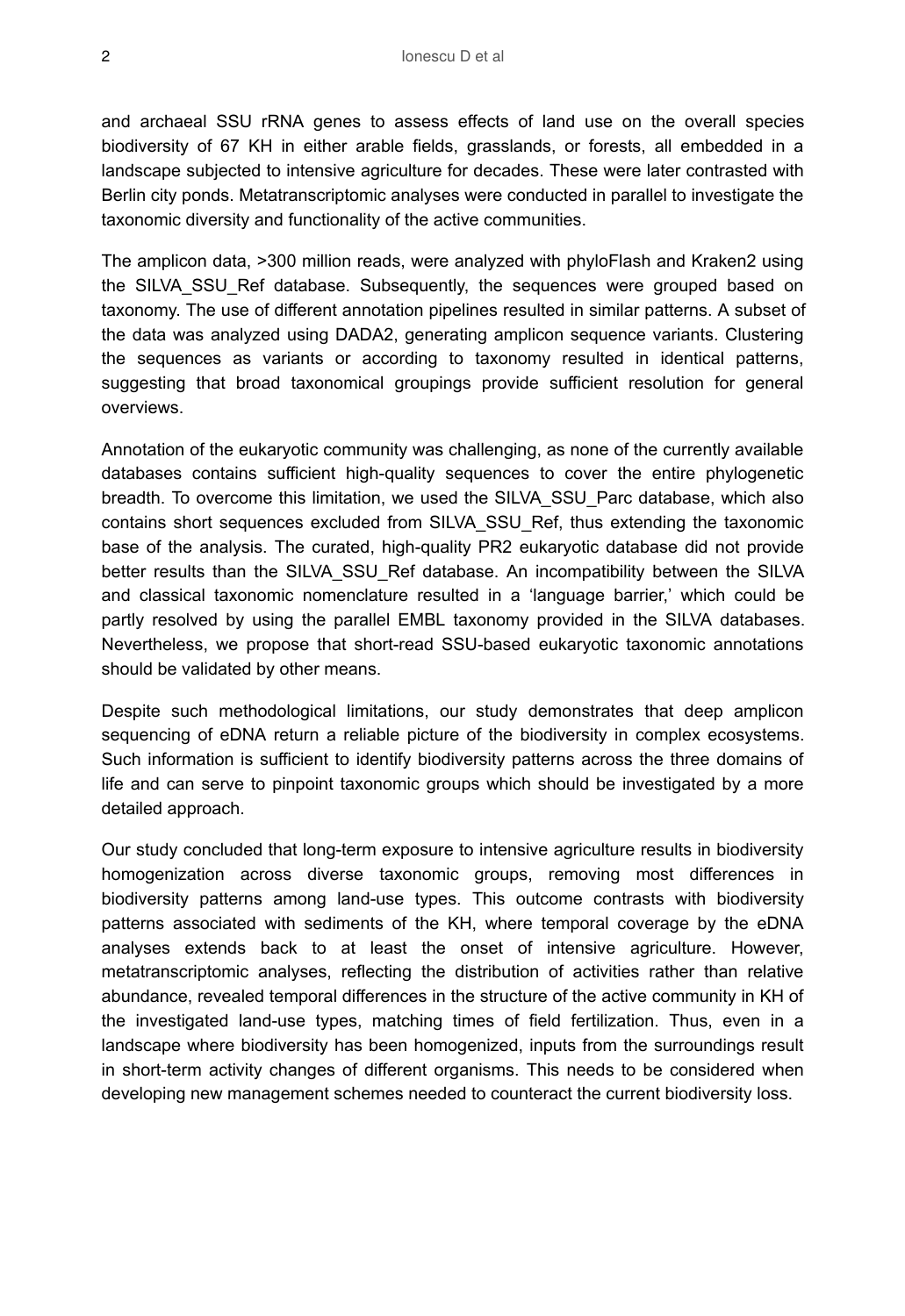and archaeal SSU rRNA genes to assess effects of land use on the overall species biodiversity of 67 KH in either arable fields, grasslands, or forests, all embedded in a landscape subjected to intensive agriculture for decades. These were later contrasted with Berlin city ponds. Metatranscriptomic analyses were conducted in parallel to investigate the taxonomic diversity and functionality of the active communities.

The amplicon data, >300 million reads, were analyzed with phyloFlash and Kraken2 using the SILVA_SSU_Ref database. Subsequently, the sequences were grouped based on taxonomy. The use of different annotation pipelines resulted in similar patterns. A subset of the data was analyzed using DADA2, generating amplicon sequence variants. Clustering the sequences as variants or according to taxonomy resulted in identical patterns, suggesting that broad taxonomical groupings provide sufficient resolution for general overviews.

Annotation of the eukaryotic community was challenging, as none of the currently available databases contains sufficient high-quality sequences to cover the entire phylogenetic breadth. To overcome this limitation, we used the SILVA_SSU_Parc database, which also contains short sequences excluded from SILVA_SSU_Ref, thus extending the taxonomic base of the analysis. The curated, high-quality PR2 eukaryotic database did not provide better results than the SILVA_SSU_Ref database. An incompatibility between the SILVA and classical taxonomic nomenclature resulted in a 'language barrier,' which could be partly resolved by using the parallel EMBL taxonomy provided in the SILVA databases. Nevertheless, we propose that short-read SSU-based eukaryotic taxonomic annotations should be validated by other means.

Despite such methodological limitations, our study demonstrates that deep amplicon sequencing of eDNA return a reliable picture of the biodiversity in complex ecosystems. Such information is sufficient to identify biodiversity patterns across the three domains of life and can serve to pinpoint taxonomic groups which should be investigated by a more detailed approach.

Our study concluded that long-term exposure to intensive agriculture results in biodiversity homogenization across diverse taxonomic groups, removing most differences in biodiversity patterns among land-use types. This outcome contrasts with biodiversity patterns associated with sediments of the KH, where temporal coverage by the eDNA analyses extends back to at least the onset of intensive agriculture. However, metatranscriptomic analyses, reflecting the distribution of activities rather than relative abundance, revealed temporal differences in the structure of the active community in KH of the investigated land-use types, matching times of field fertilization. Thus, even in a landscape where biodiversity has been homogenized, inputs from the surroundings result in short-term activity changes of different organisms. This needs to be considered when developing new management schemes needed to counteract the current biodiversity loss.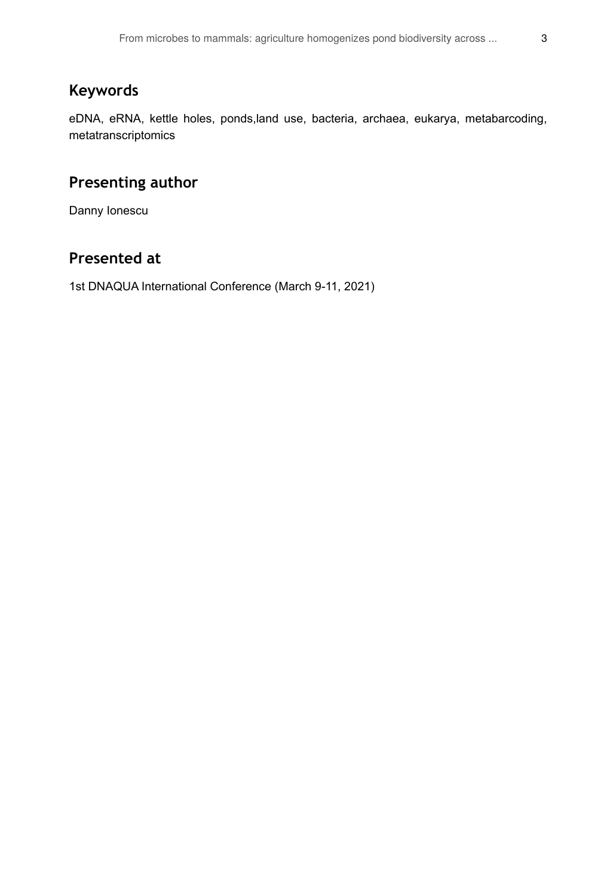## Keywords

eDNA, eRNA, kettle holes, ponds,land use, bacteria, archaea, eukarya, metabarcoding, metatranscriptomics

## Presenting author

Danny Ionescu

## Presented at

1st DNAQUA International Conference (March 9-11, 2021)